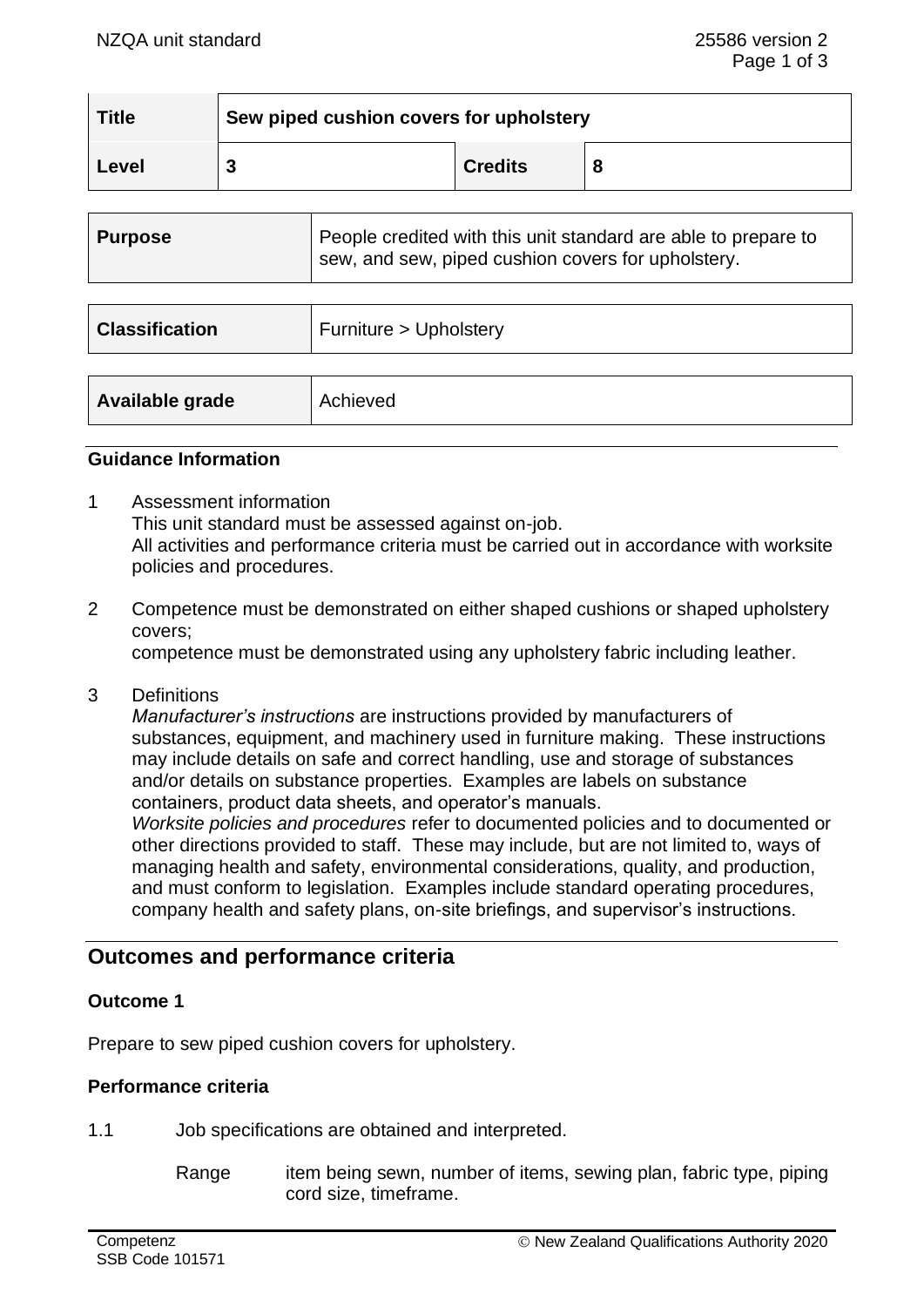| Title | Sew piped cushion covers for upholstery | | |
|---|---|---|---|
| Level | 3 | Credits | 8 |

| Purpose | People credited with this unit standard are able to prepare to sew, and sew, piped cushion covers for upholstery. |
|---|---|

| Classification | Furniture > Upholstery |
|---|---|

| Available grade | Achieved |
|---|---|

## Guidance Information

1 Assessment information
This unit standard must be assessed against on-job.
All activities and performance criteria must be carried out in accordance with worksite policies and procedures.

2 Competence must be demonstrated on either shaped cushions or shaped upholstery covers;
competence must be demonstrated using any upholstery fabric including leather.

3 Definitions
*Manufacturer's instructions* are instructions provided by manufacturers of substances, equipment, and machinery used in furniture making. These instructions may include details on safe and correct handling, use and storage of substances and/or details on substance properties. Examples are labels on substance containers, product data sheets, and operator's manuals.
*Worksite policies and procedures* refer to documented policies and to documented or other directions provided to staff. These may include, but are not limited to, ways of managing health and safety, environmental considerations, quality, and production, and must conform to legislation. Examples include standard operating procedures, company health and safety plans, on-site briefings, and supervisor's instructions.

## Outcomes and performance criteria

### Outcome 1

Prepare to sew piped cushion covers for upholstery.

### Performance criteria

1.1 Job specifications are obtained and interpreted.

Range item being sewn, number of items, sewing plan, fabric type, piping cord size, timeframe.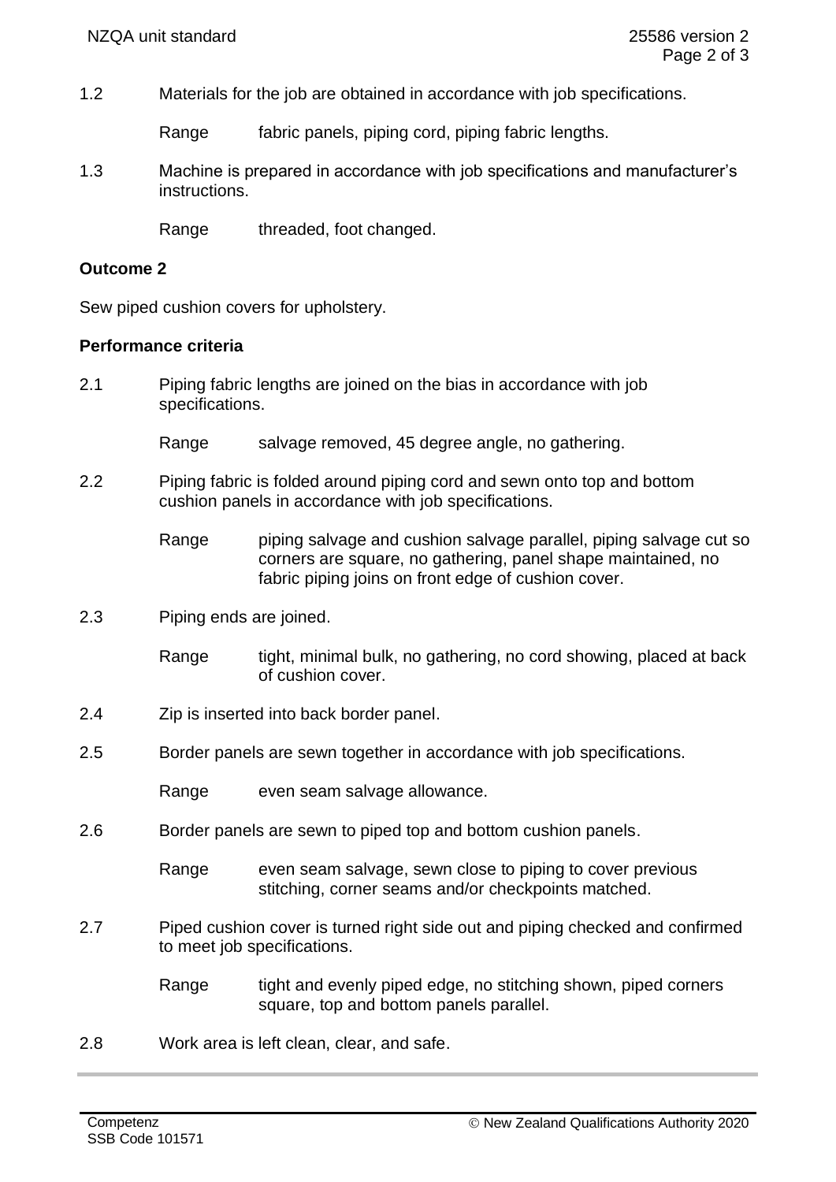1.2 Materials for the job are obtained in accordance with job specifications.

Range fabric panels, piping cord, piping fabric lengths.

1.3 Machine is prepared in accordance with job specifications and manufacturer's instructions.

Range threaded, foot changed.

**Outcome 2**

Sew piped cushion covers for upholstery.

**Performance criteria**

2.1 Piping fabric lengths are joined on the bias in accordance with job specifications.

Range salvage removed, 45 degree angle, no gathering.

2.2 Piping fabric is folded around piping cord and sewn onto top and bottom cushion panels in accordance with job specifications.

Range piping salvage and cushion salvage parallel, piping salvage cut so corners are square, no gathering, panel shape maintained, no fabric piping joins on front edge of cushion cover.

2.3 Piping ends are joined.

Range tight, minimal bulk, no gathering, no cord showing, placed at back of cushion cover.

2.4 Zip is inserted into back border panel.

2.5 Border panels are sewn together in accordance with job specifications.

Range even seam salvage allowance.

2.6 Border panels are sewn to piped top and bottom cushion panels.

Range even seam salvage, sewn close to piping to cover previous stitching, corner seams and/or checkpoints matched.

2.7 Piped cushion cover is turned right side out and piping checked and confirmed to meet job specifications.

Range tight and evenly piped edge, no stitching shown, piped corners square, top and bottom panels parallel.

2.8 Work area is left clean, clear, and safe.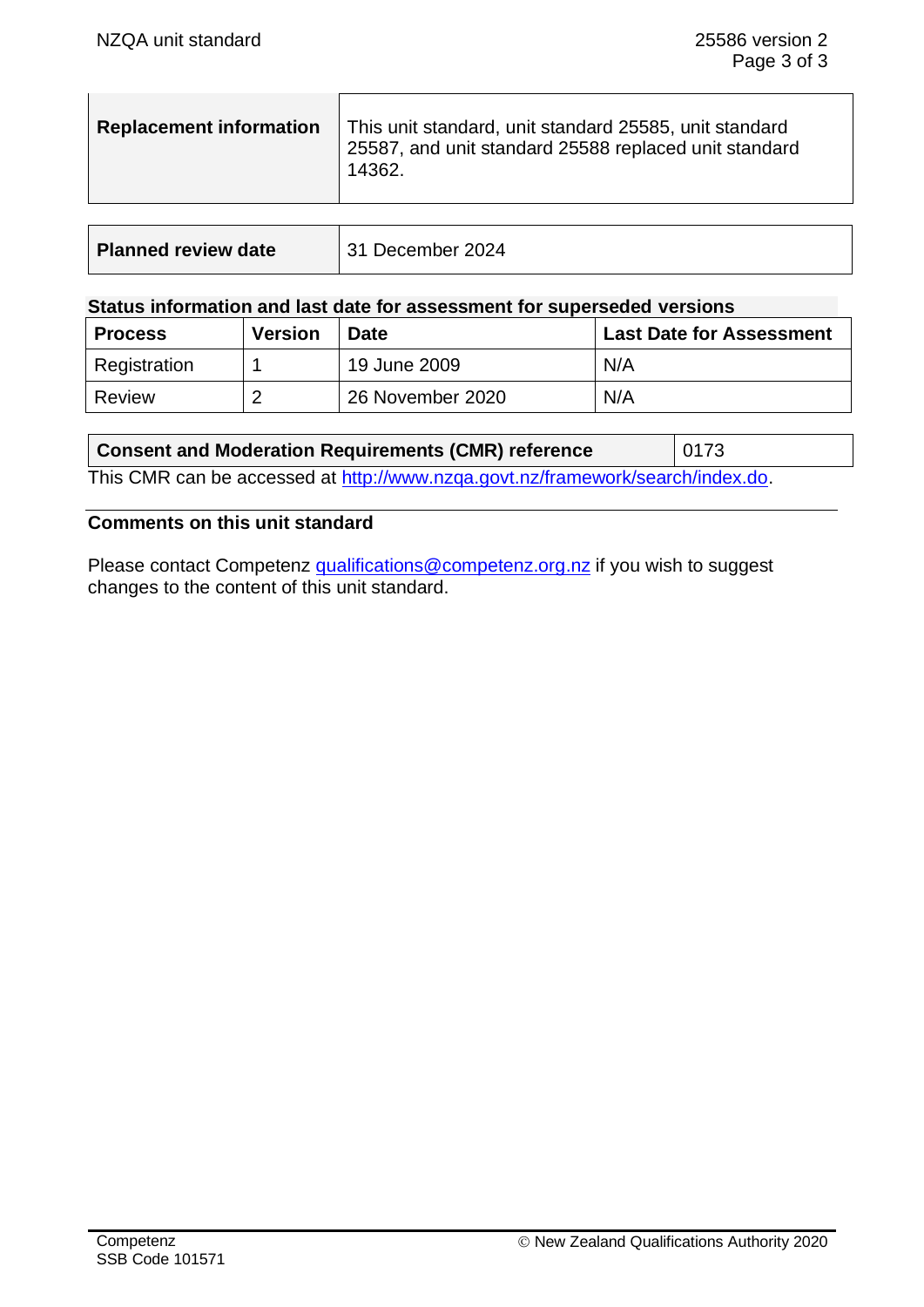| | |
|---|---|
| **Replacement information** | This unit standard, unit standard 25585, unit standard 25587, and unit standard 25588 replaced unit standard 14362. |

| | |
|---|---|
| **Planned review date** | 31 December 2024 |

**Status information and last date for assessment for superseded versions**

| Process | Version | Date | Last Date for Assessment |
|---|---|---|---|
| Registration | 1 | 19 June 2009 | N/A |
| Review | 2 | 26 November 2020 | N/A |

| | |
|---|---|
| **Consent and Moderation Requirements (CMR) reference** | 0173 |

This CMR can be accessed at http://www.nzqa.govt.nz/framework/search/index.do.

**Comments on this unit standard**

Please contact Competenz qualifications@competenz.org.nz if you wish to suggest changes to the content of this unit standard.